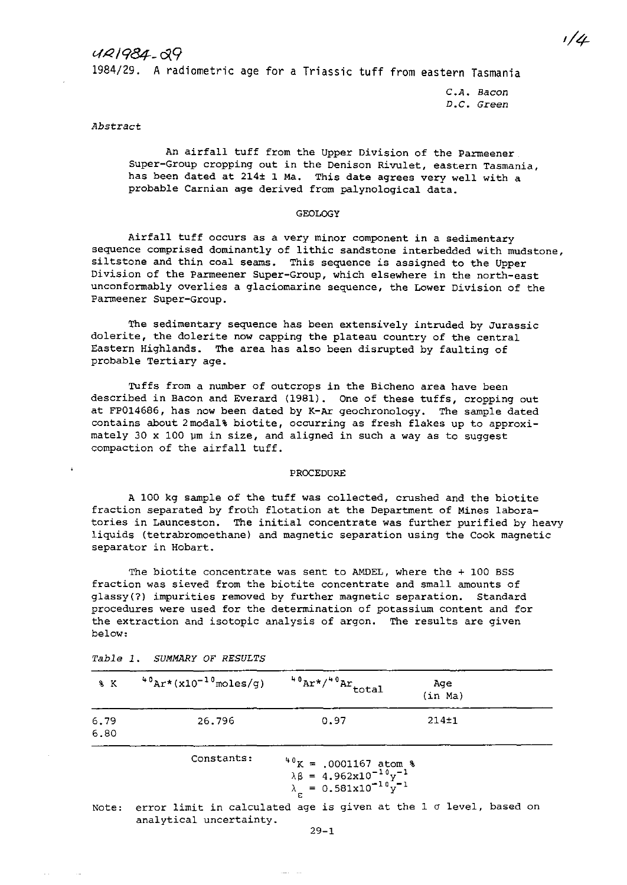UR1984-29

# 1984/29. A radiometric age for a Triassic tuff from eastern Tasmania

*C.A. Bacon*
*D.C. Green*

*Abstract*

An airfall tuff from the Upper Division of the Parmeener Super-Group cropping out in the Denison Rivulet, eastern Tasmania, has been dated at 214± 1 Ma. This date agrees very well with a probable Carnian age derived from palynological data.

## GEOLOGY

Airfall tuff occurs as a very minor component in a sedimentary sequence comprised dominantly of lithic sandstone interbedded with mudstone, siltstone and thin coal seams. This sequence is assigned to the Upper Division of the Parmeener Super-Group, which elsewhere in the north-east unconformably overlies a glaciomarine sequence, the Lower Division of the Parmeener Super-Group.

The sedimentary sequence has been extensively intruded by Jurassic dolerite, the dolerite now capping the plateau country of the central Eastern Highlands. The area has also been disrupted by faulting of probable Tertiary age.

Tuffs from a number of outcrops in the Bicheno area have been described in Bacon and Everard (1981). One of these tuffs, cropping out at FP014686, has now been dated by K-Ar geochronology. The sample dated contains about 2 modal% biotite, occurring as fresh flakes up to approximately 30 x 100 µm in size, and aligned in such a way as to suggest compaction of the airfall tuff.

## PROCEDURE

A 100 kg sample of the tuff was collected, crushed and the biotite fraction separated by froth flotation at the Department of Mines laboratories in Launceston. The initial concentrate was further purified by heavy liquids (tetrabromoethane) and magnetic separation using the Cook magnetic separator in Hobart.

The biotite concentrate was sent to AMDEL, where the + 100 BSS fraction was sieved from the biotite concentrate and small amounts of glassy(?) impurities removed by further magnetic separation. Standard procedures were used for the determination of potassium content and for the extraction and isotopic analysis of argon. The results are given below:

*Table 1. SUMMARY OF RESULTS*

| % K | $^{40}Ar^*$ ($\times 10^{-10}$ moles/g) | $^{40}Ar^*/^{40}Ar_{total}$ | Age (in Ma) |
|---|---|---|---|
| 6.79<br>6.80 | 26.796 | 0.97 | 214±1 |

Constants: $^{40}K = .0001167$ atom %
$\lambda\beta = 4.962 \times 10^{-10} y^{-1}$
$\lambda_{\varepsilon} = 0.581 \times 10^{-10} y^{-1}$

Note: error limit in calculated age is given at the 1 σ level, based on analytical uncertainty.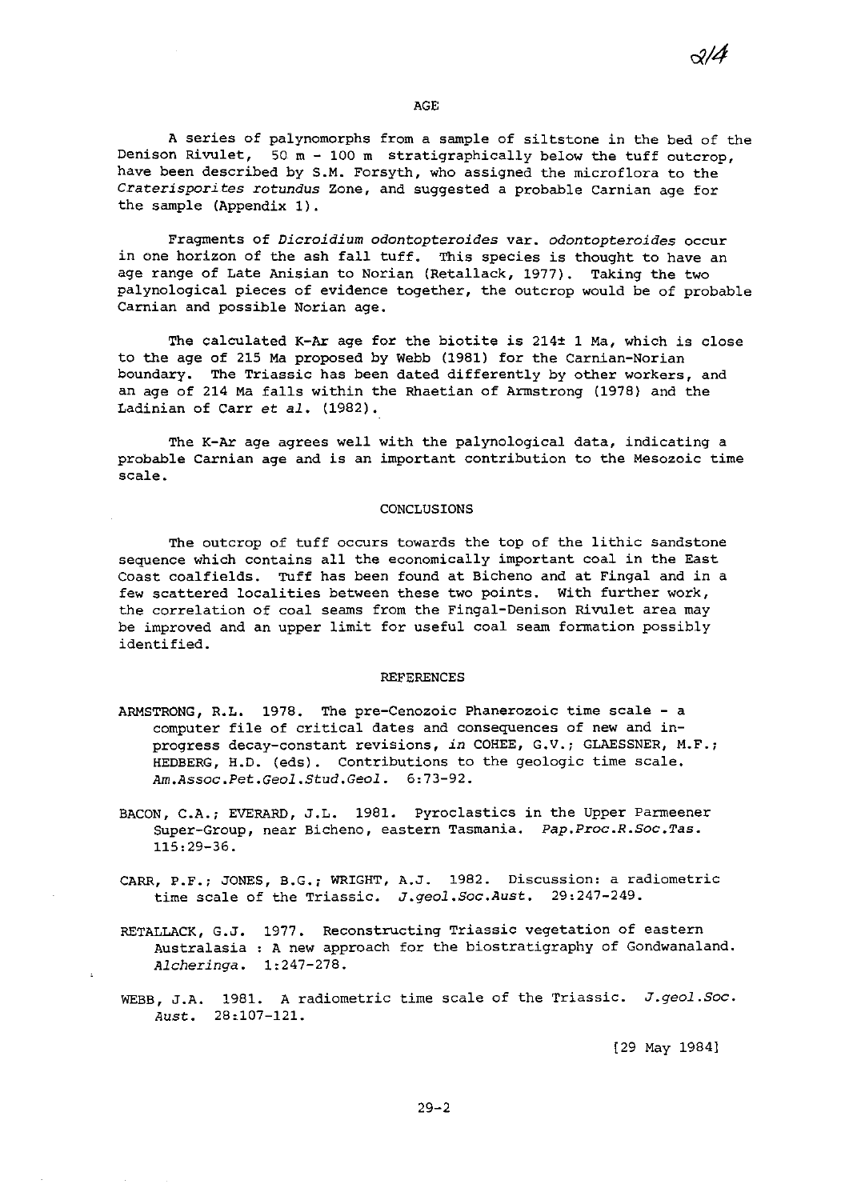## AGE

A series of palynomorphs from a sample of siltstone in the bed of the Denison Rivulet, 50 m - 100 m stratigraphically below the tuff outcrop, have been described by S.M. Forsyth, who assigned the microflora to the *Craterisporites rotundus* Zone, and suggested a probable Carnian age for the sample (Appendix 1).

Fragments of *Dicroidium odontopteroides* var. *odontopteroides* occur in one horizon of the ash fall tuff. This species is thought to have an age range of Late Anisian to Norian (Retallack, 1977). Taking the two palynological pieces of evidence together, the outcrop would be of probable Carnian and possible Norian age.

The calculated K-Ar age for the biotite is 214± 1 Ma, which is close to the age of 215 Ma proposed by Webb (1981) for the Carnian-Norian boundary. The Triassic has been dated differently by other workers, and an age of 214 Ma falls within the Rhaetian of Armstrong (1978) and the Ladinian of Carr *et al.* (1982).

The K-Ar age agrees well with the palynological data, indicating a probable Carnian age and is an important contribution to the Mesozoic time scale.

## CONCLUSIONS

The outcrop of tuff occurs towards the top of the lithic sandstone sequence which contains all the economically important coal in the East Coast coalfields. Tuff has been found at Bicheno and at Fingal and in a few scattered localities between these two points. With further work, the correlation of coal seams from the Fingal-Denison Rivulet area may be improved and an upper limit for useful coal seam formation possibly identified.

## REFERENCES

ARMSTRONG, R.L. 1978. The pre-Cenozoic Phanerozoic time scale - a computer file of critical dates and consequences of new and in-progress decay-constant revisions, *in* COHEE, G.V.; GLAESSNER, M.F.; HEDBERG, H.D. (eds). Contributions to the geologic time scale. *Am.Assoc.Pet.Geol.Stud.Geol.* 6:73-92.

BACON, C.A.; EVERARD, J.L. 1981. Pyroclastics in the Upper Parmeener Super-Group, near Bicheno, eastern Tasmania. *Pap.Proc.R.Soc.Tas.* 115:29-36.

CARR, P.F.; JONES, B.G.; WRIGHT, A.J. 1982. Discussion: a radiometric time scale of the Triassic. *J.geol.Soc.Aust.* 29:247-249.

RETALLACK, G.J. 1977. Reconstructing Triassic vegetation of eastern Australasia : A new approach for the biostratigraphy of Gondwanaland. *Alcheringa.* 1:247-278.

WEBB, J.A. 1981. A radiometric time scale of the Triassic. *J.geol.Soc. Aust.* 28:107-121.

[29 May 1984]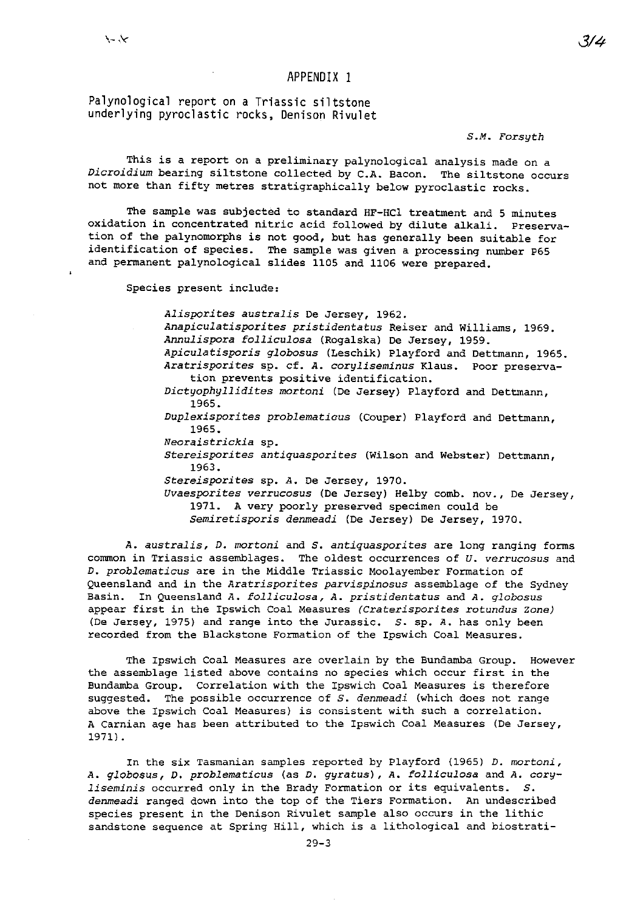# APPENDIX 1

## Palynological report on a Triassic siltstone underlying pyroclastic rocks, Denison Rivulet

*S.M. Forsyth*

This is a report on a preliminary palynological analysis made on a *Dicroidium* bearing siltstone collected by C.A. Bacon. The siltstone occurs not more than fifty metres stratigraphically below pyroclastic rocks.

The sample was subjected to standard HF-HCl treatment and 5 minutes oxidation in concentrated nitric acid followed by dilute alkali. Preservation of the palynomorphs is not good, but has generally been suitable for identification of species. The sample was given a processing number P65 and permanent palynological slides 1105 and 1106 were prepared.

Species present include:

- *Alisporites australis* De Jersey, 1962.
- *Anapiculatisporites pristidentatus* Reiser and Williams, 1969.
- *Annulispora folliculosa* (Rogalska) De Jersey, 1959.
- *Apiculatisporis globosus* (Leschik) Playford and Dettmann, 1965.
- *Aratrisporites* sp. cf. *A. coryliseminus* Klaus. Poor preservation prevents positive identification.
- *Dictyophyllidites mortoni* (De Jersey) Playford and Dettmann, 1965.
- *Duplexisporites problematicus* (Couper) Playford and Dettmann, 1965.
- *Neoraistrickia* sp.
- *Stereisporites antiquasporites* (Wilson and Webster) Dettmann, 1963.
- *Stereisporites* sp. A. De Jersey, 1970.
- *Uvaesporites verrucosus* (De Jersey) Helby comb. nov., De Jersey, 1971. A very poorly preserved specimen could be *Semiretisporis denmeadi* (De Jersey) De Jersey, 1970.

*A. australis, D. mortoni* and *S. antiquasporites* are long ranging forms common in Triassic assemblages. The oldest occurrences of *U. verrucosus* and *D. problematicus* are in the Middle Triassic Moolayember Formation of Queensland and in the *Aratrisporites parvispinosus* assemblage of the Sydney Basin. In Queensland *A. folliculosa, A. pristidentatus* and *A. globosus* appear first in the Ipswich Coal Measures *(Craterisporites rotundus Zone)* (De Jersey, 1975) and range into the Jurassic. *S.* sp. *A.* has only been recorded from the Blackstone Formation of the Ipswich Coal Measures.

The Ipswich Coal Measures are overlain by the Bundamba Group. However the assemblage listed above contains no species which occur first in the Bundamba Group. Correlation with the Ipswich Coal Measures is therefore suggested. The possible occurrence of *S. denmeadi* (which does not range above the Ipswich Coal Measures) is consistent with such a correlation. A Carnian age has been attributed to the Ipswich Coal Measures (De Jersey, 1971).

In the six Tasmanian samples reported by Playford (1965) *D. mortoni, A. globosus, D. problematicus* (as *D. gyratus*), *A. folliculosa* and *A. coryliseminis* occurred only in the Brady Formation or its equivalents. *S. denmeadi* ranged down into the top of the Tiers Formation. An undescribed species present in the Denison Rivulet sample also occurs in the lithic sandstone sequence at Spring Hill, which is a lithological and biostrati-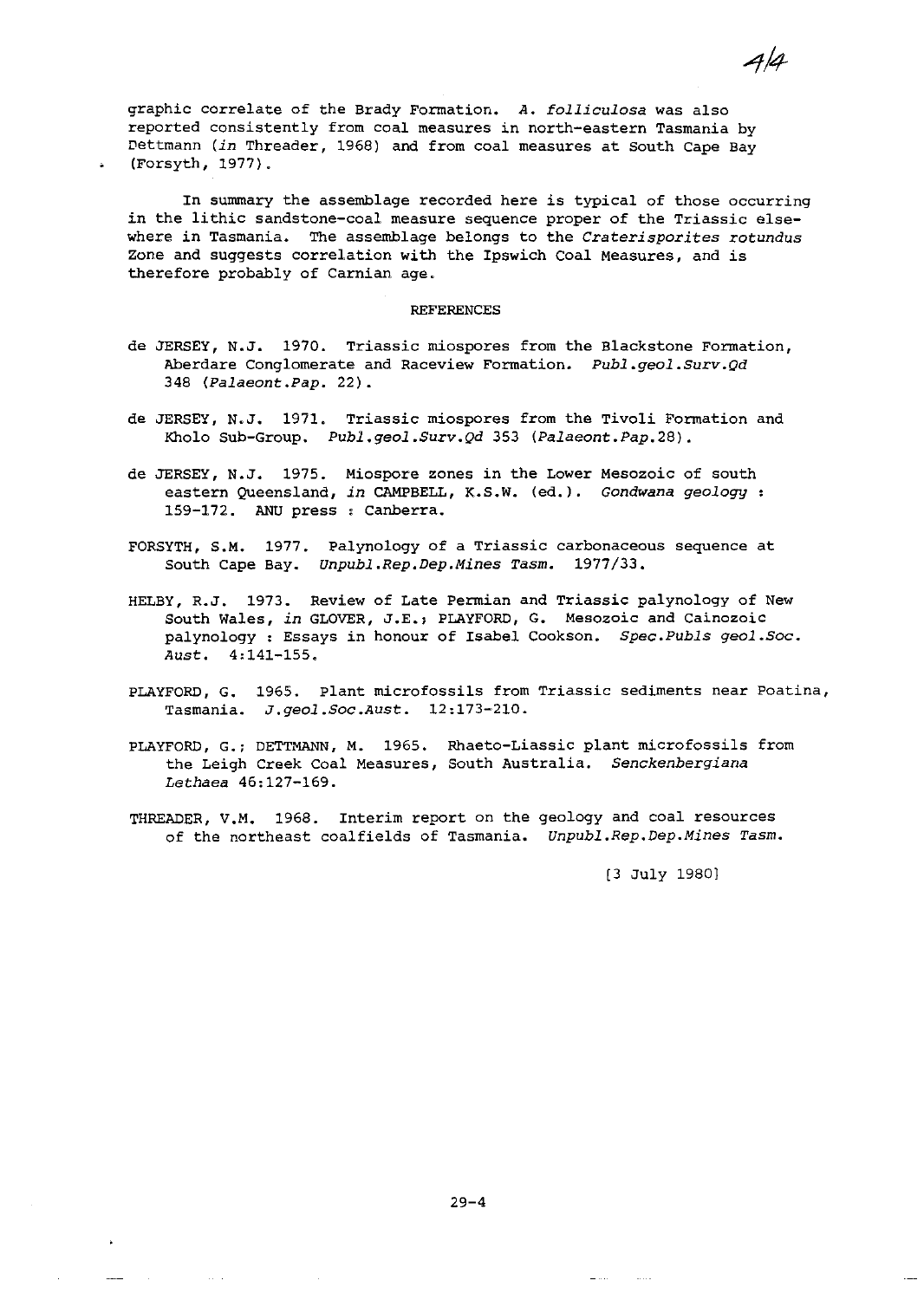graphic correlate of the Brady Formation. *A. folliculosa* was also reported consistently from coal measures in north-eastern Tasmania by Dettmann (*in* Threader, 1968) and from coal measures at South Cape Bay (Forsyth, 1977).

In summary the assemblage recorded here is typical of those occurring in the lithic sandstone-coal measure sequence proper of the Triassic elsewhere in Tasmania. The assemblage belongs to the *Craterisporites rotundus* Zone and suggests correlation with the Ipswich Coal Measures, and is therefore probably of Carnian age.

## REFERENCES

de JERSEY, N.J. 1970. Triassic miospores from the Blackstone Formation, Aberdare Conglomerate and Raceview Formation. *Publ.geol.Surv.Qd* 348 (*Palaeont.Pap.* 22).

de JERSEY, N.J. 1971. Triassic miospores from the Tivoli Formation and Kholo Sub-Group. *Publ.geol.Surv.Qd* 353 (*Palaeont.Pap.*28).

de JERSEY, N.J. 1975. Miospore zones in the Lower Mesozoic of south eastern Queensland, *in* CAMPBELL, K.S.W. (ed.). *Gondwana geology* : 159-172. ANU press : Canberra.

FORSYTH, S.M. 1977. Palynology of a Triassic carbonaceous sequence at South Cape Bay. *Unpubl.Rep.Dep.Mines Tasm.* 1977/33.

HELBY, R.J. 1973. Review of Late Permian and Triassic palynology of New South Wales, *in* GLOVER, J.E.; PLAYFORD, G. Mesozoic and Cainozoic palynology : Essays in honour of Isabel Cookson. *Spec.Publs geol.Soc. Aust.* 4:141-155.

PLAYFORD, G. 1965. Plant microfossils from Triassic sediments near Poatina, Tasmania. *J.geol.Soc.Aust.* 12:173-210.

PLAYFORD, G.; DETTMANN, M. 1965. Rhaeto-Liassic plant microfossils from the Leigh Creek Coal Measures, South Australia. *Senckenbergiana Lethaea* 46:127-169.

THREADER, V.M. 1968. Interim report on the geology and coal resources of the northeast coalfields of Tasmania. *Unpubl.Rep.Dep.Mines Tasm.*

[3 July 1980]